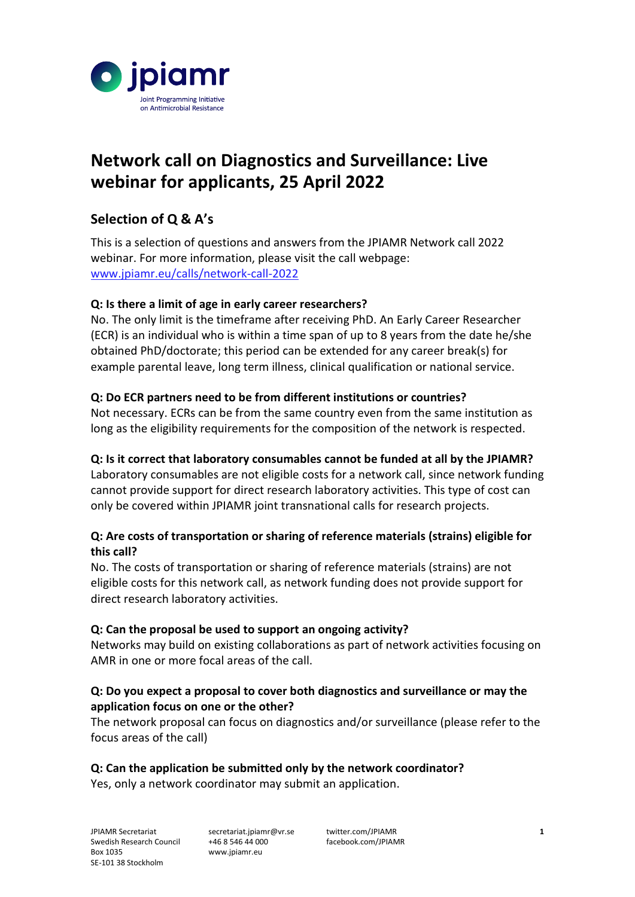# Network call on Diagnostics and Surveillance: Live webinar for applicants, 25 April 2022

## Selection of Q & A's

This is a selection of questions and answers from the JPIAMR Network call 2022 webinar. For more information, please visit the call webpage: [www.jpiamr.eu/calls/network-call-2022](www.jpiamr.eu/calls/network-call-2022)

**Q: Is there a limit of age in early career researchers?**

No. The only limit is the timeframe after receiving PhD. An Early Career Researcher (ECR) is an individual who is within a time span of up to 8 years from the date he/she obtained PhD/doctorate; this period can be extended for any career break(s) for example parental leave, long term illness, clinical qualification or national service.

**Q: Do ECR partners need to be from different institutions or countries?**

Not necessary. ECRs can be from the same country even from the same institution as long as the eligibility requirements for the composition of the network is respected.

**Q: Is it correct that laboratory consumables cannot be funded at all by the JPIAMR?**

Laboratory consumables are not eligible costs for a network call, since network funding cannot provide support for direct research laboratory activities. This type of cost can only be covered within JPIAMR joint transnational calls for research projects.

**Q: Are costs of transportation or sharing of reference materials (strains) eligible for this call?**

No. The costs of transportation or sharing of reference materials (strains) are not eligible costs for this network call, as network funding does not provide support for direct research laboratory activities.

**Q: Can the proposal be used to support an ongoing activity?**

Networks may build on existing collaborations as part of network activities focusing on AMR in one or more focal areas of the call.

**Q: Do you expect a proposal to cover both diagnostics and surveillance or may the application focus on one or the other?**

The network proposal can focus on diagnostics and/or surveillance (please refer to the focus areas of the call)

**Q: Can the application be submitted only by the network coordinator?**

Yes, only a network coordinator may submit an application.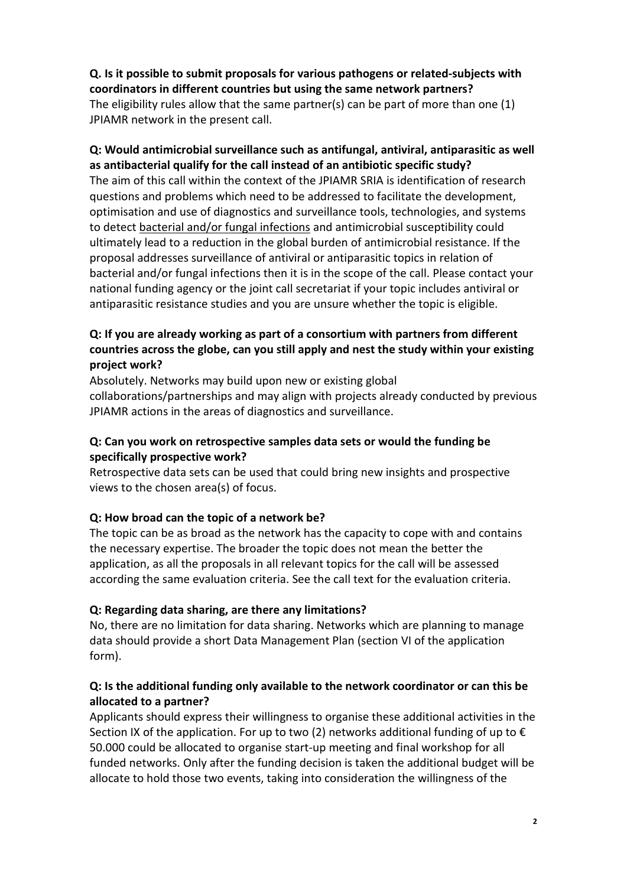**Q. Is it possible to submit proposals for various pathogens or related-subjects with coordinators in different countries but using the same network partners?**

The eligibility rules allow that the same partner(s) can be part of more than one (1) JPIAMR network in the present call.

**Q: Would antimicrobial surveillance such as antifungal, antiviral, antiparasitic as well as antibacterial qualify for the call instead of an antibiotic specific study?**

The aim of this call within the context of the JPIAMR SRIA is identification of research questions and problems which need to be addressed to facilitate the development, optimisation and use of diagnostics and surveillance tools, technologies, and systems to detect bacterial and/or fungal infections and antimicrobial susceptibility could ultimately lead to a reduction in the global burden of antimicrobial resistance. If the proposal addresses surveillance of antiviral or antiparasitic topics in relation of bacterial and/or fungal infections then it is in the scope of the call. Please contact your national funding agency or the joint call secretariat if your topic includes antiviral or antiparasitic resistance studies and you are unsure whether the topic is eligible.

**Q: If you are already working as part of a consortium with partners from different countries across the globe, can you still apply and nest the study within your existing project work?**

Absolutely. Networks may build upon new or existing global collaborations/partnerships and may align with projects already conducted by previous JPIAMR actions in the areas of diagnostics and surveillance.

**Q: Can you work on retrospective samples data sets or would the funding be specifically prospective work?**

Retrospective data sets can be used that could bring new insights and prospective views to the chosen area(s) of focus.

**Q: How broad can the topic of a network be?**

The topic can be as broad as the network has the capacity to cope with and contains the necessary expertise. The broader the topic does not mean the better the application, as all the proposals in all relevant topics for the call will be assessed according the same evaluation criteria. See the call text for the evaluation criteria.

**Q: Regarding data sharing, are there any limitations?**

No, there are no limitation for data sharing. Networks which are planning to manage data should provide a short Data Management Plan (section VI of the application form).

**Q: Is the additional funding only available to the network coordinator or can this be allocated to a partner?**

Applicants should express their willingness to organise these additional activities in the Section IX of the application. For up to two (2) networks additional funding of up to € 50.000 could be allocated to organise start-up meeting and final workshop for all funded networks. Only after the funding decision is taken the additional budget will be allocate to hold those two events, taking into consideration the willingness of the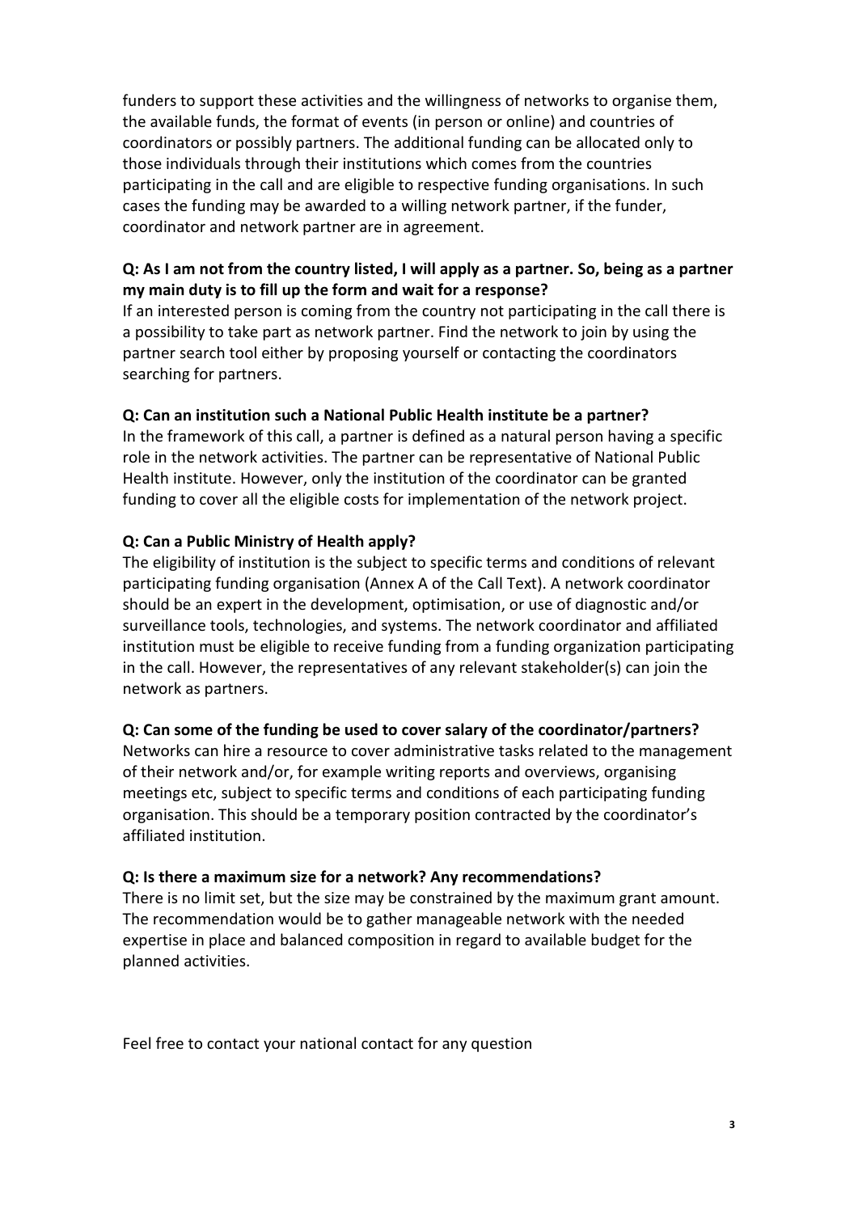funders to support these activities and the willingness of networks to organise them, the available funds, the format of events (in person or online) and countries of coordinators or possibly partners. The additional funding can be allocated only to those individuals through their institutions which comes from the countries participating in the call and are eligible to respective funding organisations. In such cases the funding may be awarded to a willing network partner, if the funder, coordinator and network partner are in agreement.

**Q: As I am not from the country listed, I will apply as a partner. So, being as a partner my main duty is to fill up the form and wait for a response?**

If an interested person is coming from the country not participating in the call there is a possibility to take part as network partner. Find the network to join by using the partner search tool either by proposing yourself or contacting the coordinators searching for partners.

**Q: Can an institution such a National Public Health institute be a partner?**

In the framework of this call, a partner is defined as a natural person having a specific role in the network activities. The partner can be representative of National Public Health institute. However, only the institution of the coordinator can be granted funding to cover all the eligible costs for implementation of the network project.

**Q: Can a Public Ministry of Health apply?**

The eligibility of institution is the subject to specific terms and conditions of relevant participating funding organisation (Annex A of the Call Text). A network coordinator should be an expert in the development, optimisation, or use of diagnostic and/or surveillance tools, technologies, and systems. The network coordinator and affiliated institution must be eligible to receive funding from a funding organization participating in the call. However, the representatives of any relevant stakeholder(s) can join the network as partners.

**Q: Can some of the funding be used to cover salary of the coordinator/partners?**

Networks can hire a resource to cover administrative tasks related to the management of their network and/or, for example writing reports and overviews, organising meetings etc, subject to specific terms and conditions of each participating funding organisation. This should be a temporary position contracted by the coordinator's affiliated institution.

**Q: Is there a maximum size for a network? Any recommendations?**

There is no limit set, but the size may be constrained by the maximum grant amount. The recommendation would be to gather manageable network with the needed expertise in place and balanced composition in regard to available budget for the planned activities.

Feel free to contact your national contact for any question